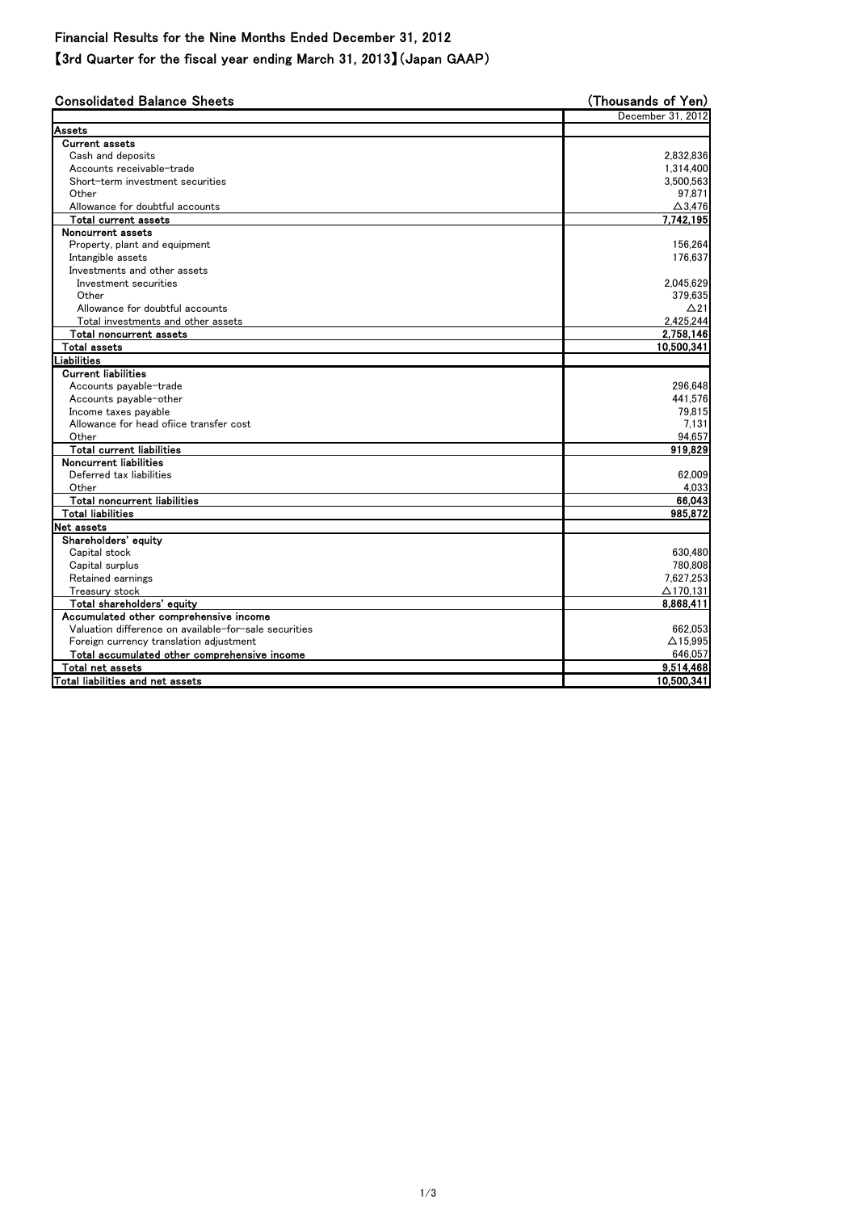# Financial Results for the Nine Months Ended December 31, 2012

## 【3rd Quarter for the fiscal year ending March 31, 2013】(Japan GAAP)

### Consolidated Balance Sheets

(Thousands of Yen)

| | December 31, 2012 |
|---|---|
| **Assets** | |
| **Current assets** | |
| Cash and deposits | 2,832,836 |
| Accounts receivable-trade | 1,314,400 |
| Short-term investment securities | 3,500,563 |
| Other | 97,871 |
| Allowance for doubtful accounts | △3,476 |
| **Total current assets** | **7,742,195** |
| **Noncurrent assets** | |
| Property, plant and equipment | 156,264 |
| Intangible assets | 176,637 |
| Investments and other assets | |
| Investment securities | 2,045,629 |
| Other | 379,635 |
| Allowance for doubtful accounts | △21 |
| Total investments and other assets | 2,425,244 |
| **Total noncurrent assets** | **2,758,146** |
| **Total assets** | **10,500,341** |
| **Liabilities** | |
| **Current liabilities** | |
| Accounts payable-trade | 296,648 |
| Accounts payable-other | 441,576 |
| Income taxes payable | 79,815 |
| Allowance for head ofiice transfer cost | 7,131 |
| Other | 94,657 |
| **Total current liabilities** | **919,829** |
| **Noncurrent liabilities** | |
| Deferred tax liabilities | 62,009 |
| Other | 4,033 |
| **Total noncurrent liabilities** | **66,043** |
| **Total liabilities** | **985,872** |
| **Net assets** | |
| **Shareholders' equity** | |
| Capital stock | 630,480 |
| Capital surplus | 780,808 |
| Retained earnings | 7,627,253 |
| Treasury stock | △170,131 |
| **Total shareholders' equity** | **8,868,411** |
| **Accumulated other comprehensive income** | |
| Valuation difference on available-for-sale securities | 662,053 |
| Foreign currency translation adjustment | △15,995 |
| **Total accumulated other comprehensive income** | 646,057 |
| **Total net assets** | **9,514,468** |
| **Total liabilities and net assets** | **10,500,341** |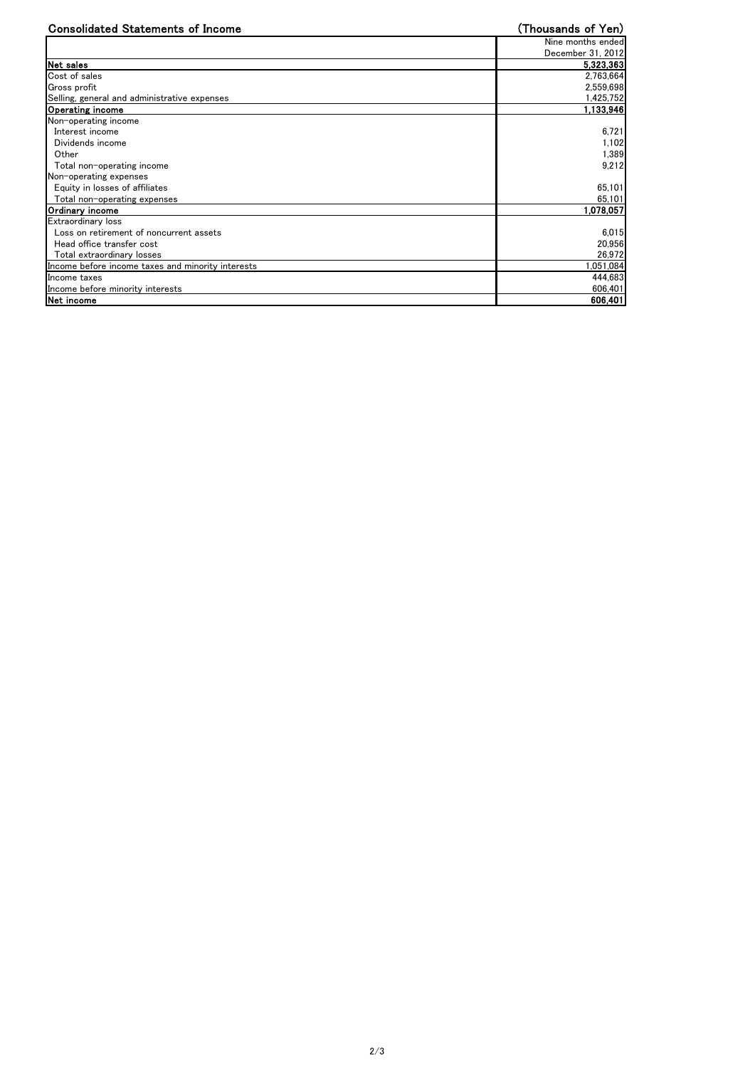## Consolidated Statements of Income

(Thousands of Yen)

| | Nine months ended December 31, 2012 |
|---|---|
| **Net sales** | **5,323,363** |
| Cost of sales | 2,763,664 |
| Gross profit | 2,559,698 |
| Selling, general and administrative expenses | 1,425,752 |
| **Operating income** | **1,133,946** |
| Non-operating income | |
| Interest income | 6,721 |
| Dividends income | 1,102 |
| Other | 1,389 |
| Total non-operating income | 9,212 |
| Non-operating expenses | |
| Equity in losses of affiliates | 65,101 |
| Total non-operating expenses | 65,101 |
| **Ordinary income** | **1,078,057** |
| Extraordinary loss | |
| Loss on retirement of noncurrent assets | 6,015 |
| Head office transfer cost | 20,956 |
| Total extraordinary losses | 26,972 |
| Income before income taxes and minority interests | 1,051,084 |
| Income taxes | 444,683 |
| Income before minority interests | 606,401 |
| **Net income** | **606,401** |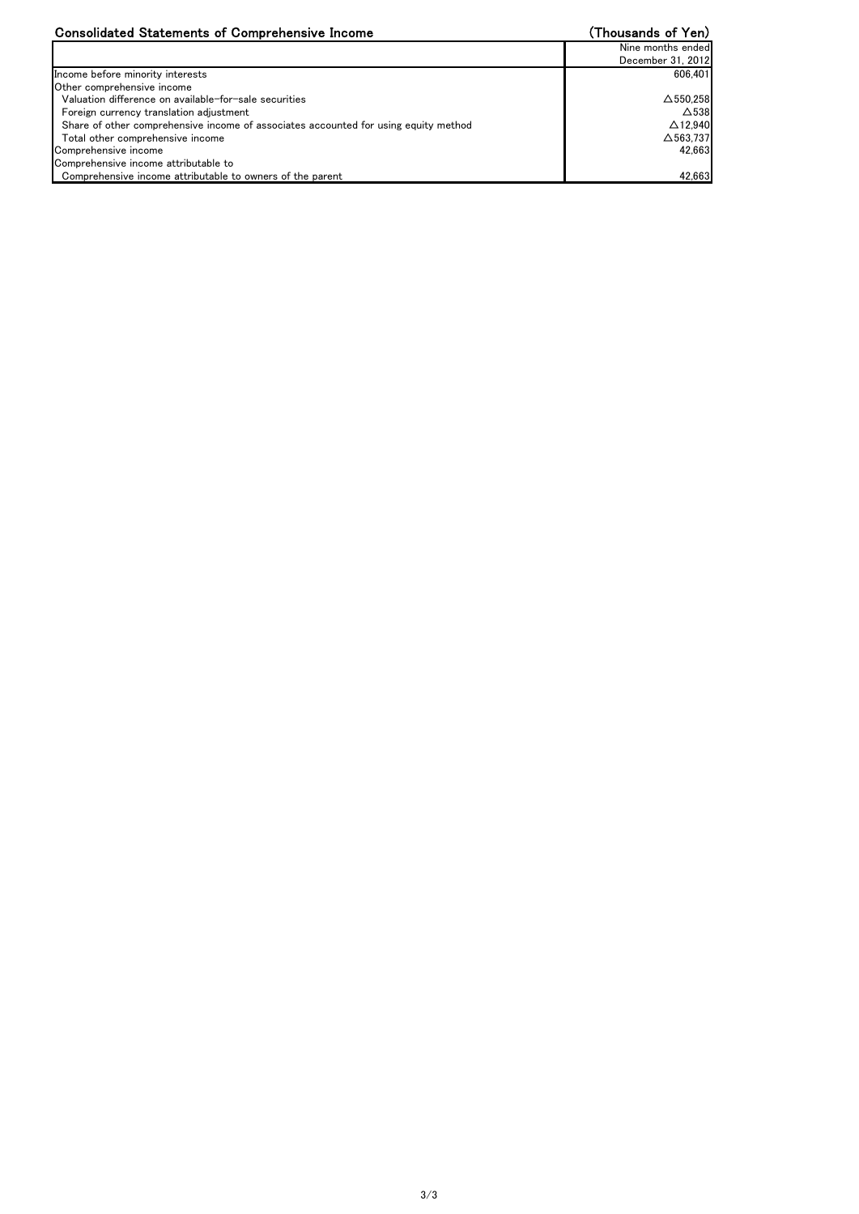## Consolidated Statements of Comprehensive Income

(Thousands of Yen)

| | Nine months ended December 31, 2012 |
|---|---|
| Income before minority interests | 606,401 |
| Other comprehensive income | |
| Valuation difference on available-for-sale securities | △550,258 |
| Foreign currency translation adjustment | △538 |
| Share of other comprehensive income of associates accounted for using equity method | △12,940 |
| Total other comprehensive income | △563,737 |
| Comprehensive income | 42,663 |
| Comprehensive income attributable to | |
| Comprehensive income attributable to owners of the parent | 42,663 |